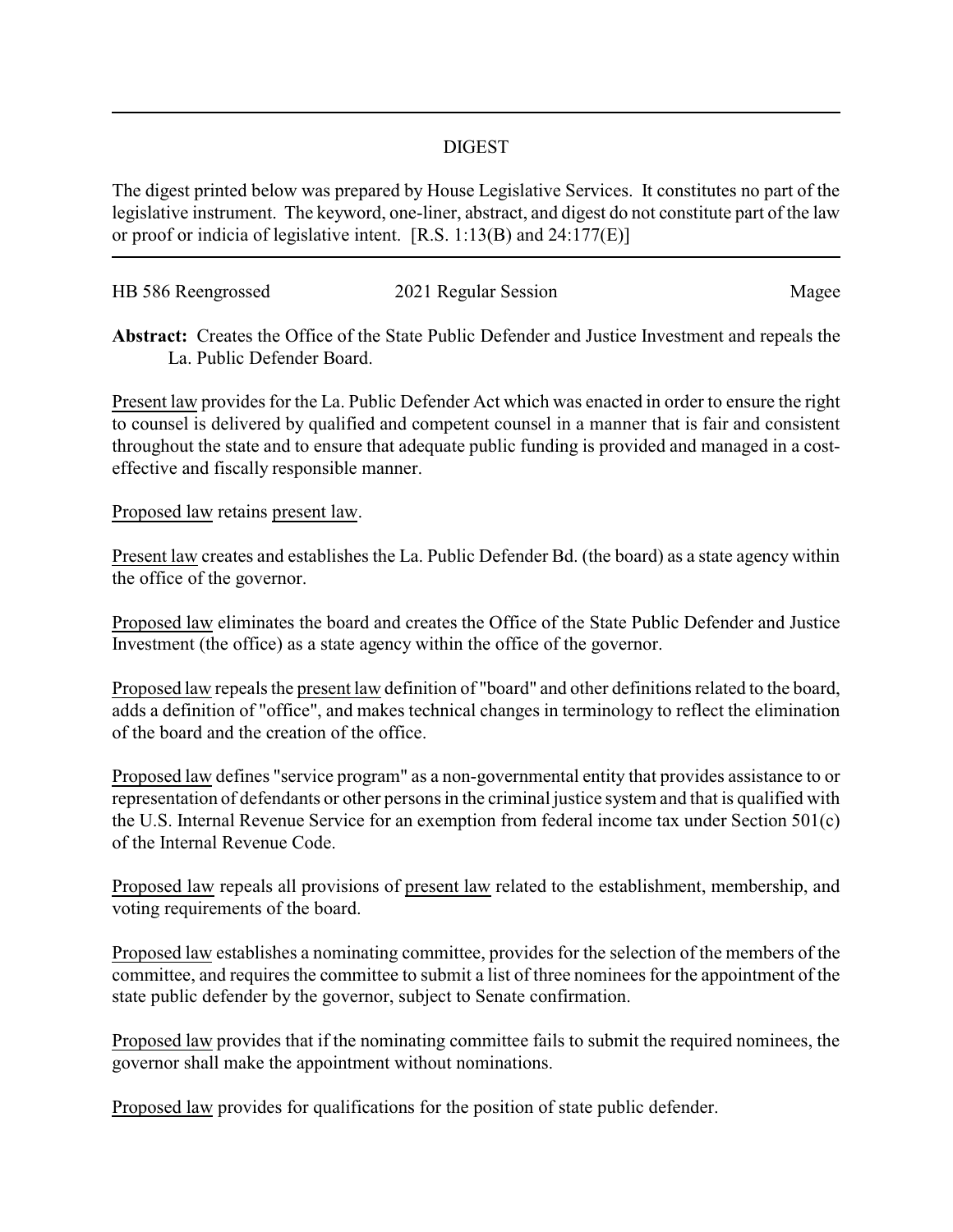## DIGEST

The digest printed below was prepared by House Legislative Services. It constitutes no part of the legislative instrument. The keyword, one-liner, abstract, and digest do not constitute part of the law or proof or indicia of legislative intent. [R.S. 1:13(B) and 24:177(E)]

| HB 586 Reengrossed | 2021 Regular Session | Magee |
|---|---|---|

**Abstract:** Creates the Office of the State Public Defender and Justice Investment and repeals the La. Public Defender Board.

Present law provides for the La. Public Defender Act which was enacted in order to ensure the right to counsel is delivered by qualified and competent counsel in a manner that is fair and consistent throughout the state and to ensure that adequate public funding is provided and managed in a cost-effective and fiscally responsible manner.

Proposed law retains present law.

Present law creates and establishes the La. Public Defender Bd. (the board) as a state agency within the office of the governor.

Proposed law eliminates the board and creates the Office of the State Public Defender and Justice Investment (the office) as a state agency within the office of the governor.

Proposed law repeals the present law definition of "board" and other definitions related to the board, adds a definition of "office", and makes technical changes in terminology to reflect the elimination of the board and the creation of the office.

Proposed law defines "service program" as a non-governmental entity that provides assistance to or representation of defendants or other persons in the criminal justice system and that is qualified with the U.S. Internal Revenue Service for an exemption from federal income tax under Section 501(c) of the Internal Revenue Code.

Proposed law repeals all provisions of present law related to the establishment, membership, and voting requirements of the board.

Proposed law establishes a nominating committee, provides for the selection of the members of the committee, and requires the committee to submit a list of three nominees for the appointment of the state public defender by the governor, subject to Senate confirmation.

Proposed law provides that if the nominating committee fails to submit the required nominees, the governor shall make the appointment without nominations.

Proposed law provides for qualifications for the position of state public defender.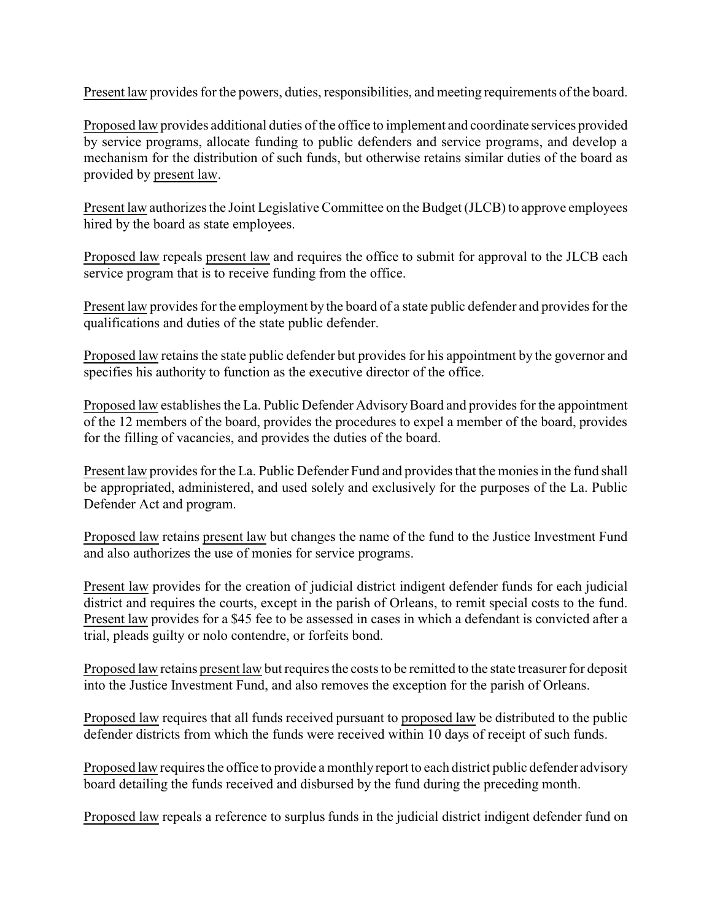Present law provides for the powers, duties, responsibilities, and meeting requirements of the board.

Proposed law provides additional duties of the office to implement and coordinate services provided by service programs, allocate funding to public defenders and service programs, and develop a mechanism for the distribution of such funds, but otherwise retains similar duties of the board as provided by present law.

Present law authorizes the Joint Legislative Committee on the Budget (JLCB) to approve employees hired by the board as state employees.

Proposed law repeals present law and requires the office to submit for approval to the JLCB each service program that is to receive funding from the office.

Present law provides for the employment by the board of a state public defender and provides for the qualifications and duties of the state public defender.

Proposed law retains the state public defender but provides for his appointment by the governor and specifies his authority to function as the executive director of the office.

Proposed law establishes the La. Public Defender Advisory Board and provides for the appointment of the 12 members of the board, provides the procedures to expel a member of the board, provides for the filling of vacancies, and provides the duties of the board.

Present law provides for the La. Public Defender Fund and provides that the monies in the fund shall be appropriated, administered, and used solely and exclusively for the purposes of the La. Public Defender Act and program.

Proposed law retains present law but changes the name of the fund to the Justice Investment Fund and also authorizes the use of monies for service programs.

Present law provides for the creation of judicial district indigent defender funds for each judicial district and requires the courts, except in the parish of Orleans, to remit special costs to the fund. Present law provides for a $45 fee to be assessed in cases in which a defendant is convicted after a trial, pleads guilty or nolo contendre, or forfeits bond.

Proposed law retains present law but requires the costs to be remitted to the state treasurer for deposit into the Justice Investment Fund, and also removes the exception for the parish of Orleans.

Proposed law requires that all funds received pursuant to proposed law be distributed to the public defender districts from which the funds were received within 10 days of receipt of such funds.

Proposed law requires the office to provide a monthly report to each district public defender advisory board detailing the funds received and disbursed by the fund during the preceding month.

Proposed law repeals a reference to surplus funds in the judicial district indigent defender fund on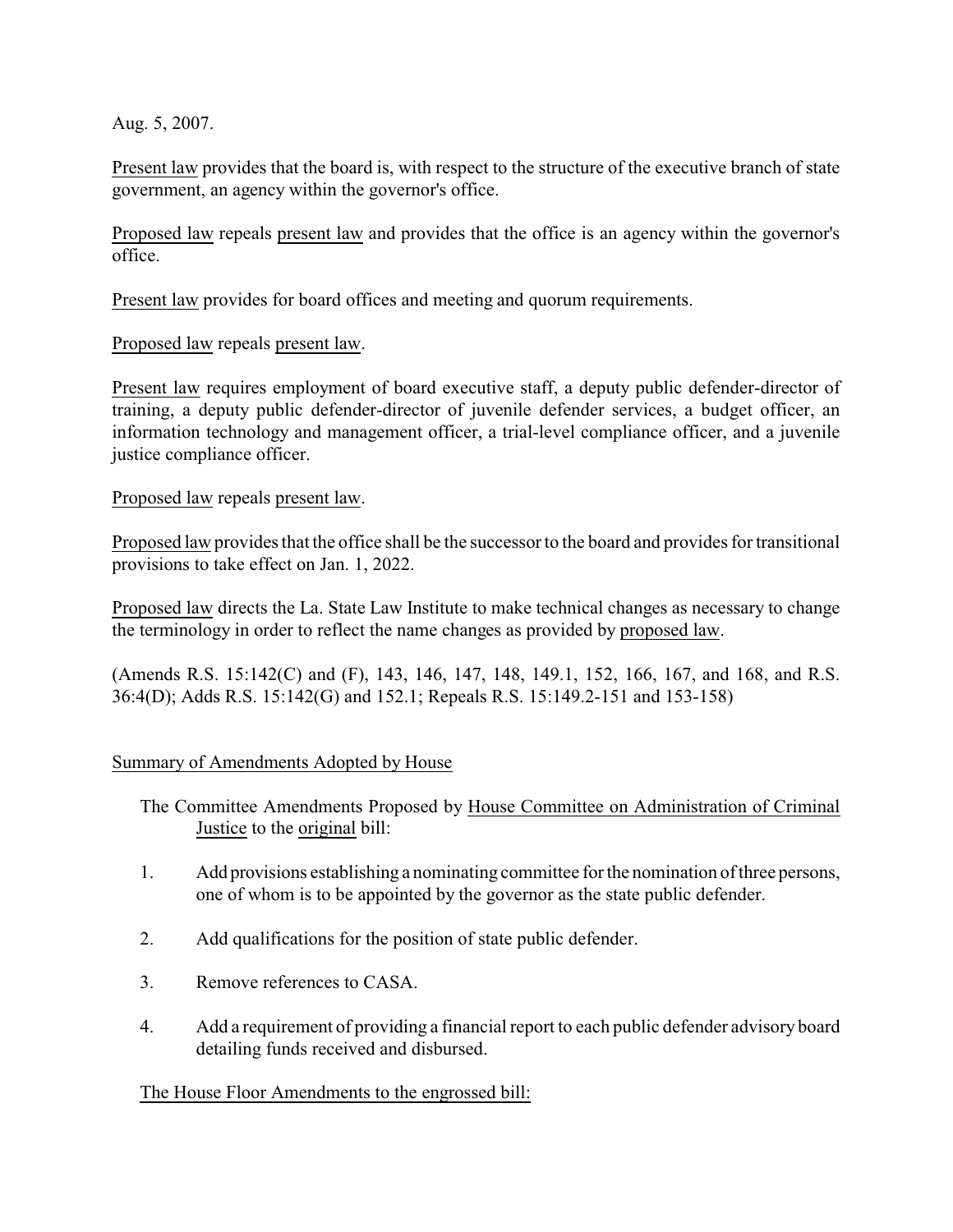Aug. 5, 2007.

Present law provides that the board is, with respect to the structure of the executive branch of state government, an agency within the governor's office.

Proposed law repeals present law and provides that the office is an agency within the governor's office.

Present law provides for board offices and meeting and quorum requirements.

Proposed law repeals present law.

Present law requires employment of board executive staff, a deputy public defender-director of training, a deputy public defender-director of juvenile defender services, a budget officer, an information technology and management officer, a trial-level compliance officer, and a juvenile justice compliance officer.

Proposed law repeals present law.

Proposed law provides that the office shall be the successor to the board and provides for transitional provisions to take effect on Jan. 1, 2022.

Proposed law directs the La. State Law Institute to make technical changes as necessary to change the terminology in order to reflect the name changes as provided by proposed law.

(Amends R.S. 15:142(C) and (F), 143, 146, 147, 148, 149.1, 152, 166, 167, and 168, and R.S. 36:4(D); Adds R.S. 15:142(G) and 152.1; Repeals R.S. 15:149.2-151 and 153-158)

Summary of Amendments Adopted by House

The Committee Amendments Proposed by House Committee on Administration of Criminal Justice to the original bill:

1. Add provisions establishing a nominating committee for the nomination of three persons, one of whom is to be appointed by the governor as the state public defender.
2. Add qualifications for the position of state public defender.
3. Remove references to CASA.
4. Add a requirement of providing a financial report to each public defender advisory board detailing funds received and disbursed.

The House Floor Amendments to the engrossed bill: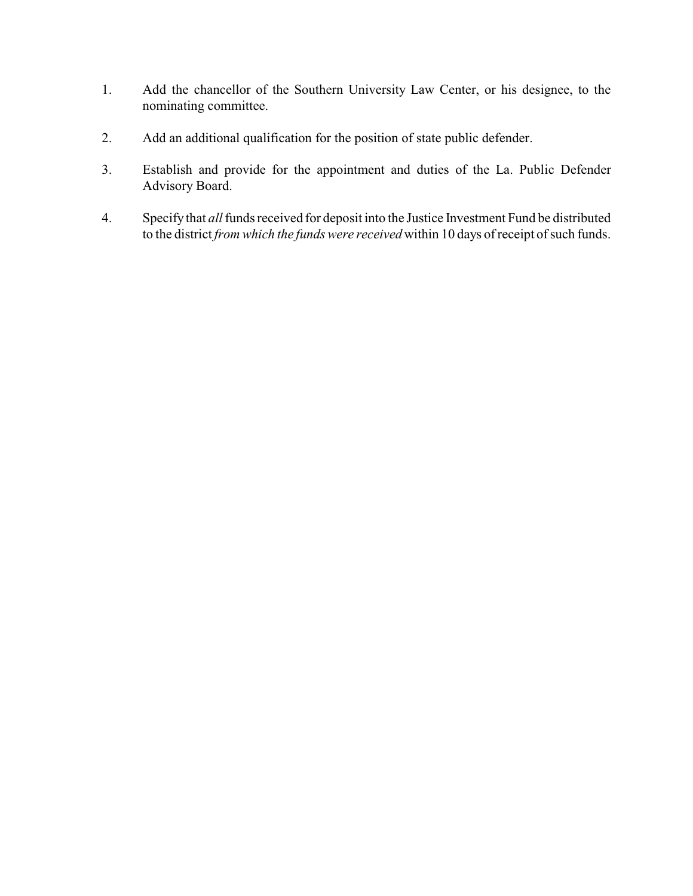1. Add the chancellor of the Southern University Law Center, or his designee, to the nominating committee.

2. Add an additional qualification for the position of state public defender.

3. Establish and provide for the appointment and duties of the La. Public Defender Advisory Board.

4. Specify that *all* funds received for deposit into the Justice Investment Fund be distributed to the district *from which the funds were received* within 10 days of receipt of such funds.